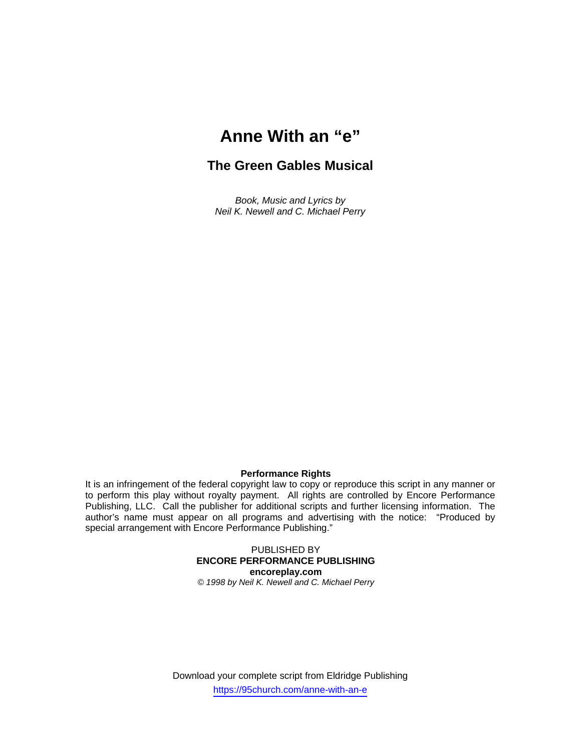# Anne With an "e"

## The Green Gables Musical

*Book, Music and Lyrics by*
*Neil K. Newell and C. Michael Perry*

**Performance Rights**

It is an infringement of the federal copyright law to copy or reproduce this script in any manner or to perform this play without royalty payment. All rights are controlled by Encore Performance Publishing, LLC. Call the publisher for additional scripts and further licensing information. The author's name must appear on all programs and advertising with the notice: "Produced by special arrangement with Encore Performance Publishing."

PUBLISHED BY
**ENCORE PERFORMANCE PUBLISHING**
**encoreplay.com**
*© 1998 by Neil K. Newell and C. Michael Perry*

Download your complete script from Eldridge Publishing
https://95church.com/anne-with-an-e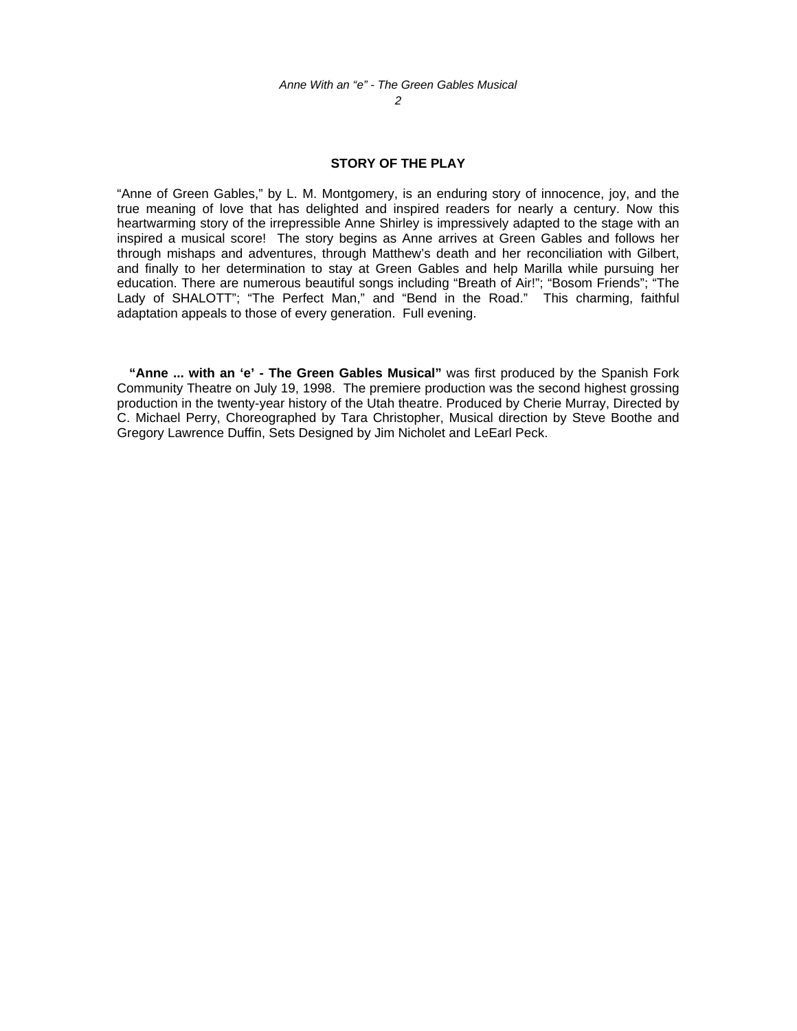## STORY OF THE PLAY

"Anne of Green Gables," by L. M. Montgomery, is an enduring story of innocence, joy, and the true meaning of love that has delighted and inspired readers for nearly a century. Now this heartwarming story of the irrepressible Anne Shirley is impressively adapted to the stage with an inspired a musical score! The story begins as Anne arrives at Green Gables and follows her through mishaps and adventures, through Matthew's death and her reconciliation with Gilbert, and finally to her determination to stay at Green Gables and help Marilla while pursuing her education. There are numerous beautiful songs including "Breath of Air!"; "Bosom Friends"; "The Lady of SHALOTT"; "The Perfect Man," and "Bend in the Road." This charming, faithful adaptation appeals to those of every generation. Full evening.

**"Anne ... with an 'e' - The Green Gables Musical"** was first produced by the Spanish Fork Community Theatre on July 19, 1998. The premiere production was the second highest grossing production in the twenty-year history of the Utah theatre. Produced by Cherie Murray, Directed by C. Michael Perry, Choreographed by Tara Christopher, Musical direction by Steve Boothe and Gregory Lawrence Duffin, Sets Designed by Jim Nicholet and LeEarl Peck.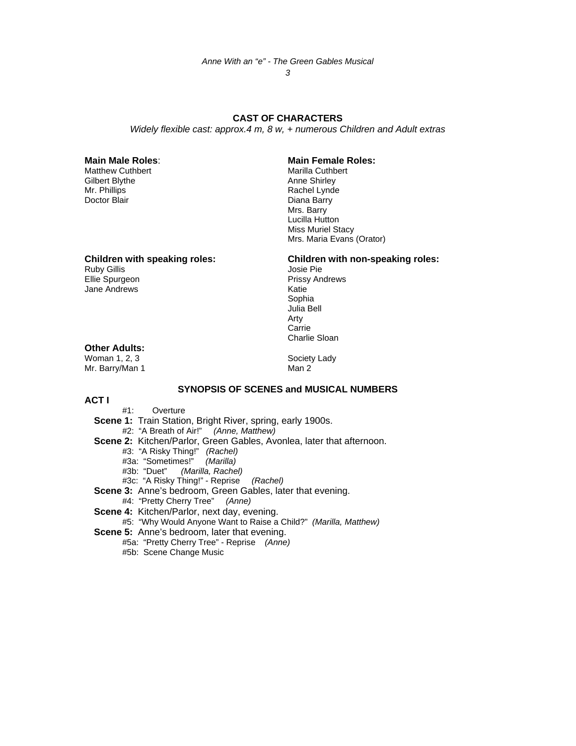## CAST OF CHARACTERS

*Widely flexible cast: approx.4 m, 8 w, + numerous Children and Adult extras*

**Main Male Roles**:
Matthew Cuthbert
Gilbert Blythe
Mr. Phillips
Doctor Blair

**Main Female Roles:**
Marilla Cuthbert
Anne Shirley
Rachel Lynde
Diana Barry
Mrs. Barry
Lucilla Hutton
Miss Muriel Stacy
Mrs. Maria Evans (Orator)

**Children with speaking roles:**
Ruby Gillis
Ellie Spurgeon
Jane Andrews

**Children with non-speaking roles:**
Josie Pie
Prissy Andrews
Katie
Sophia
Julia Bell
Arty
Carrie
Charlie Sloan

**Other Adults:**
Woman 1, 2, 3
Mr. Barry/Man 1
Society Lady
Man 2

## SYNOPSIS OF SCENES and MUSICAL NUMBERS

### ACT I

#1: Overture

**Scene 1:** Train Station, Bright River, spring, early 1900s.
- #2: "A Breath of Air!" *(Anne, Matthew)*

**Scene 2:** Kitchen/Parlor, Green Gables, Avonlea, later that afternoon.
- #3: "A Risky Thing!" *(Rachel)*
- #3a: "Sometimes!" *(Marilla)*
- #3b: "Duet" *(Marilla, Rachel)*
- #3c: "A Risky Thing!" - Reprise *(Rachel)*

**Scene 3:** Anne's bedroom, Green Gables, later that evening.
- #4: "Pretty Cherry Tree" *(Anne)*

**Scene 4:** Kitchen/Parlor, next day, evening.
- #5: "Why Would Anyone Want to Raise a Child?" *(Marilla, Matthew)*

**Scene 5:** Anne's bedroom, later that evening.
- #5a: "Pretty Cherry Tree" - Reprise *(Anne)*
- #5b: Scene Change Music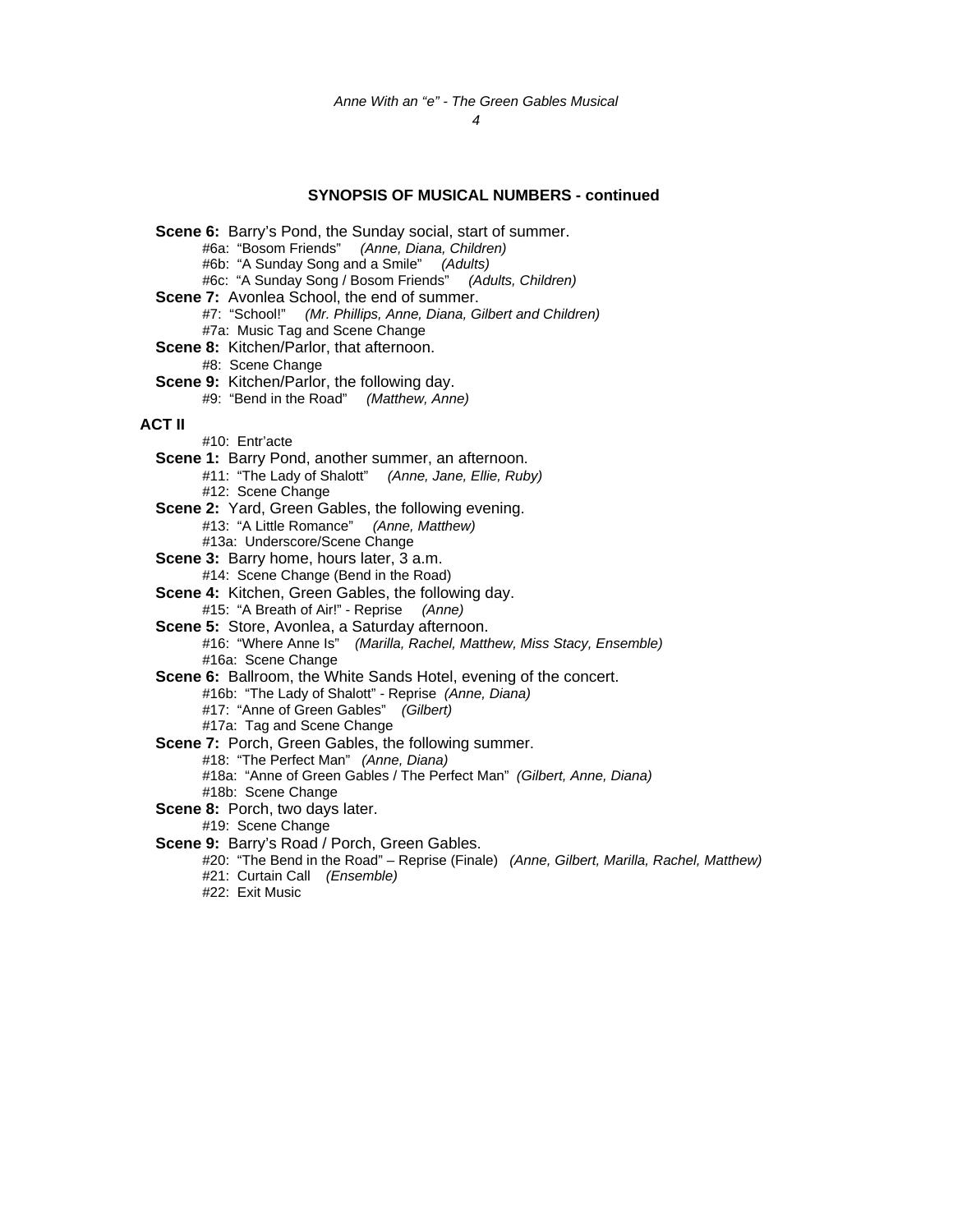## SYNOPSIS OF MUSICAL NUMBERS - continued

**Scene 6:** Barry's Pond, the Sunday social, start of summer.
- #6a: "Bosom Friends" *(Anne, Diana, Children)*
- #6b: "A Sunday Song and a Smile" *(Adults)*
- #6c: "A Sunday Song / Bosom Friends" *(Adults, Children)*

**Scene 7:** Avonlea School, the end of summer.
- #7: "School!" *(Mr. Phillips, Anne, Diana, Gilbert and Children)*
- #7a: Music Tag and Scene Change

**Scene 8:** Kitchen/Parlor, that afternoon.
- #8: Scene Change

**Scene 9:** Kitchen/Parlor, the following day.
- #9: "Bend in the Road" *(Matthew, Anne)*

### ACT II

- #10: Entr'acte

**Scene 1:** Barry Pond, another summer, an afternoon.
- #11: "The Lady of Shalott" *(Anne, Jane, Ellie, Ruby)*
- #12: Scene Change

**Scene 2:** Yard, Green Gables, the following evening.
- #13: "A Little Romance" *(Anne, Matthew)*
- #13a: Underscore/Scene Change

**Scene 3:** Barry home, hours later, 3 a.m.
- #14: Scene Change (Bend in the Road)

**Scene 4:** Kitchen, Green Gables, the following day.
- #15: "A Breath of Air!" - Reprise *(Anne)*

**Scene 5:** Store, Avonlea, a Saturday afternoon.
- #16: "Where Anne Is" *(Marilla, Rachel, Matthew, Miss Stacy, Ensemble)*
- #16a: Scene Change

**Scene 6:** Ballroom, the White Sands Hotel, evening of the concert.
- #16b: "The Lady of Shalott" - Reprise *(Anne, Diana)*
- #17: "Anne of Green Gables" *(Gilbert)*
- #17a: Tag and Scene Change

**Scene 7:** Porch, Green Gables, the following summer.
- #18: "The Perfect Man" *(Anne, Diana)*
- #18a: "Anne of Green Gables / The Perfect Man" *(Gilbert, Anne, Diana)*
- #18b: Scene Change

**Scene 8:** Porch, two days later.
- #19: Scene Change

**Scene 9:** Barry's Road / Porch, Green Gables.
- #20: "The Bend in the Road" – Reprise (Finale) *(Anne, Gilbert, Marilla, Rachel, Matthew)*
- #21: Curtain Call *(Ensemble)*
- #22: Exit Music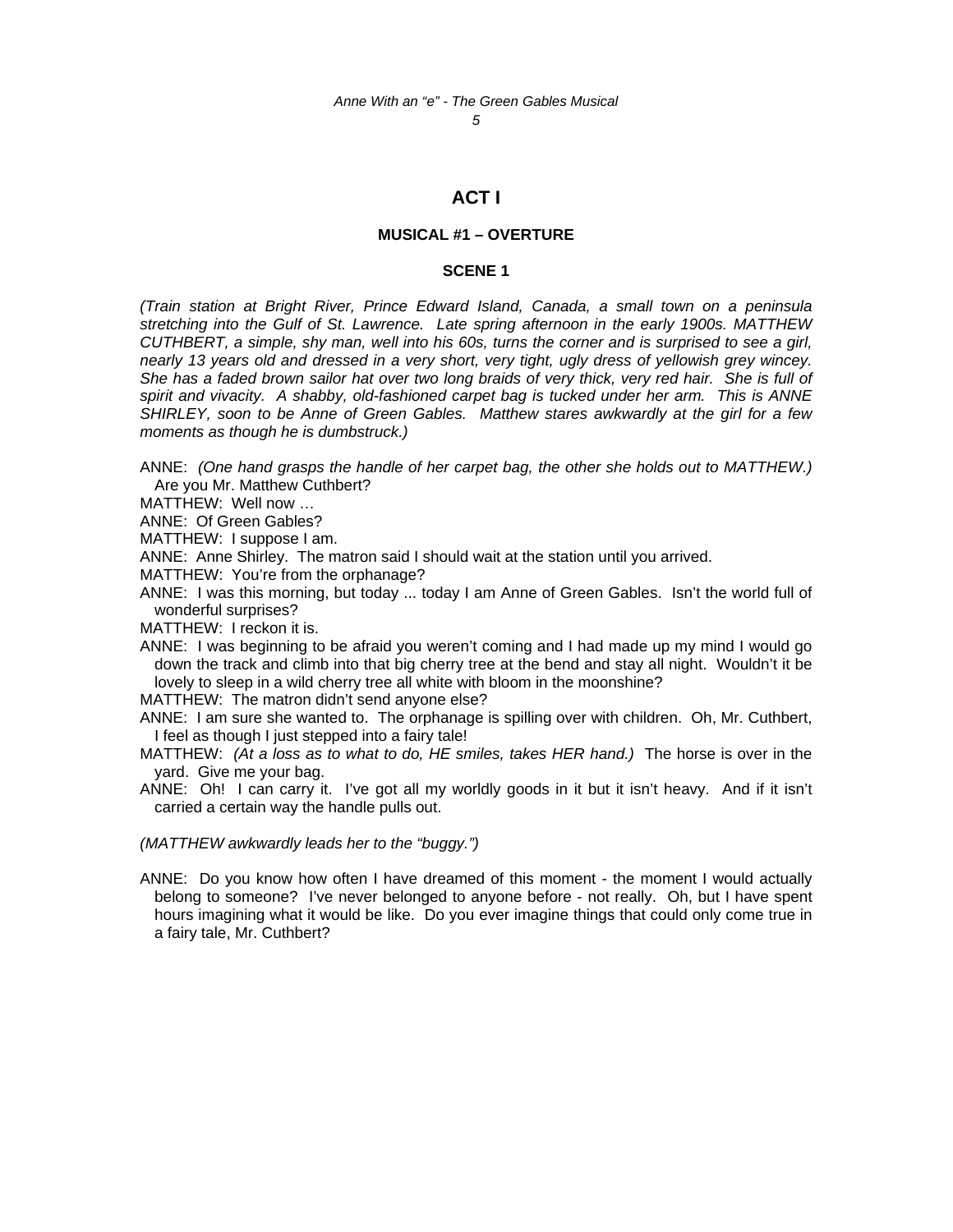# ACT I

### MUSICAL #1 – OVERTURE

### SCENE 1

*(Train station at Bright River, Prince Edward Island, Canada, a small town on a peninsula stretching into the Gulf of St. Lawrence. Late spring afternoon in the early 1900s. MATTHEW CUTHBERT, a simple, shy man, well into his 60s, turns the corner and is surprised to see a girl, nearly 13 years old and dressed in a very short, very tight, ugly dress of yellowish grey wincey. She has a faded brown sailor hat over two long braids of very thick, very red hair. She is full of spirit and vivacity. A shabby, old-fashioned carpet bag is tucked under her arm. This is ANNE SHIRLEY, soon to be Anne of Green Gables. Matthew stares awkwardly at the girl for a few moments as though he is dumbstruck.)*

ANNE: *(One hand grasps the handle of her carpet bag, the other she holds out to MATTHEW.)* Are you Mr. Matthew Cuthbert?

MATTHEW: Well now …

ANNE: Of Green Gables?

MATTHEW: I suppose I am.

ANNE: Anne Shirley. The matron said I should wait at the station until you arrived.

MATTHEW: You're from the orphanage?

ANNE: I was this morning, but today ... today I am Anne of Green Gables. Isn't the world full of wonderful surprises?

MATTHEW: I reckon it is.

ANNE: I was beginning to be afraid you weren't coming and I had made up my mind I would go down the track and climb into that big cherry tree at the bend and stay all night. Wouldn't it be lovely to sleep in a wild cherry tree all white with bloom in the moonshine?

MATTHEW: The matron didn't send anyone else?

ANNE: I am sure she wanted to. The orphanage is spilling over with children. Oh, Mr. Cuthbert, I feel as though I just stepped into a fairy tale!

MATTHEW: *(At a loss as to what to do, HE smiles, takes HER hand.)* The horse is over in the yard. Give me your bag.

ANNE: Oh! I can carry it. I've got all my worldly goods in it but it isn't heavy. And if it isn't carried a certain way the handle pulls out.

*(MATTHEW awkwardly leads her to the "buggy.")*

ANNE: Do you know how often I have dreamed of this moment - the moment I would actually belong to someone? I've never belonged to anyone before - not really. Oh, but I have spent hours imagining what it would be like. Do you ever imagine things that could only come true in a fairy tale, Mr. Cuthbert?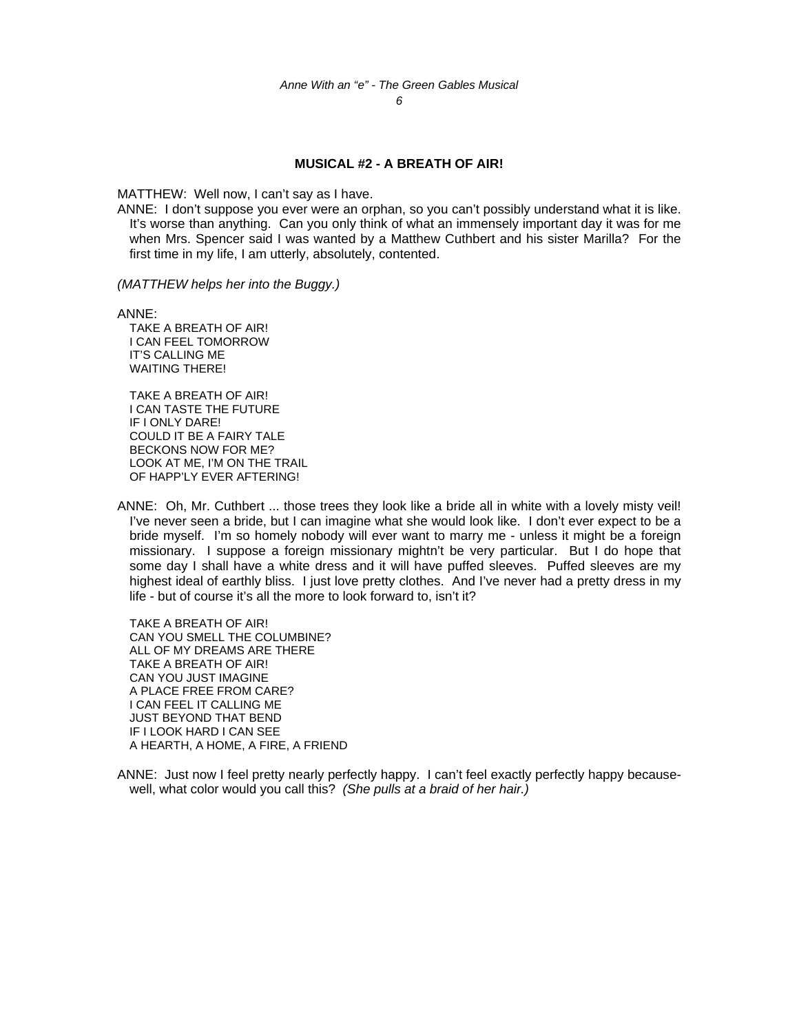**MUSICAL #2 - A BREATH OF AIR!**

MATTHEW: Well now, I can't say as I have.

ANNE: I don't suppose you ever were an orphan, so you can't possibly understand what it is like. It's worse than anything. Can you only think of what an immensely important day it was for me when Mrs. Spencer said I was wanted by a Matthew Cuthbert and his sister Marilla? For the first time in my life, I am utterly, absolutely, contented.

*(MATTHEW helps her into the Buggy.)*

ANNE:

TAKE A BREATH OF AIR!
I CAN FEEL TOMORROW
IT'S CALLING ME
WAITING THERE!

TAKE A BREATH OF AIR!
I CAN TASTE THE FUTURE
IF I ONLY DARE!
COULD IT BE A FAIRY TALE
BECKONS NOW FOR ME?
LOOK AT ME, I'M ON THE TRAIL
OF HAPP'LY EVER AFTERING!

ANNE: Oh, Mr. Cuthbert ... those trees they look like a bride all in white with a lovely misty veil! I've never seen a bride, but I can imagine what she would look like. I don't ever expect to be a bride myself. I'm so homely nobody will ever want to marry me - unless it might be a foreign missionary. I suppose a foreign missionary mightn't be very particular. But I do hope that some day I shall have a white dress and it will have puffed sleeves. Puffed sleeves are my highest ideal of earthly bliss. I just love pretty clothes. And I've never had a pretty dress in my life - but of course it's all the more to look forward to, isn't it?

TAKE A BREATH OF AIR!
CAN YOU SMELL THE COLUMBINE?
ALL OF MY DREAMS ARE THERE
TAKE A BREATH OF AIR!
CAN YOU JUST IMAGINE
A PLACE FREE FROM CARE?
I CAN FEEL IT CALLING ME
JUST BEYOND THAT BEND
IF I LOOK HARD I CAN SEE
A HEARTH, A HOME, A FIRE, A FRIEND

ANNE: Just now I feel pretty nearly perfectly happy. I can't feel exactly perfectly happy because- well, what color would you call this? *(She pulls at a braid of her hair.)*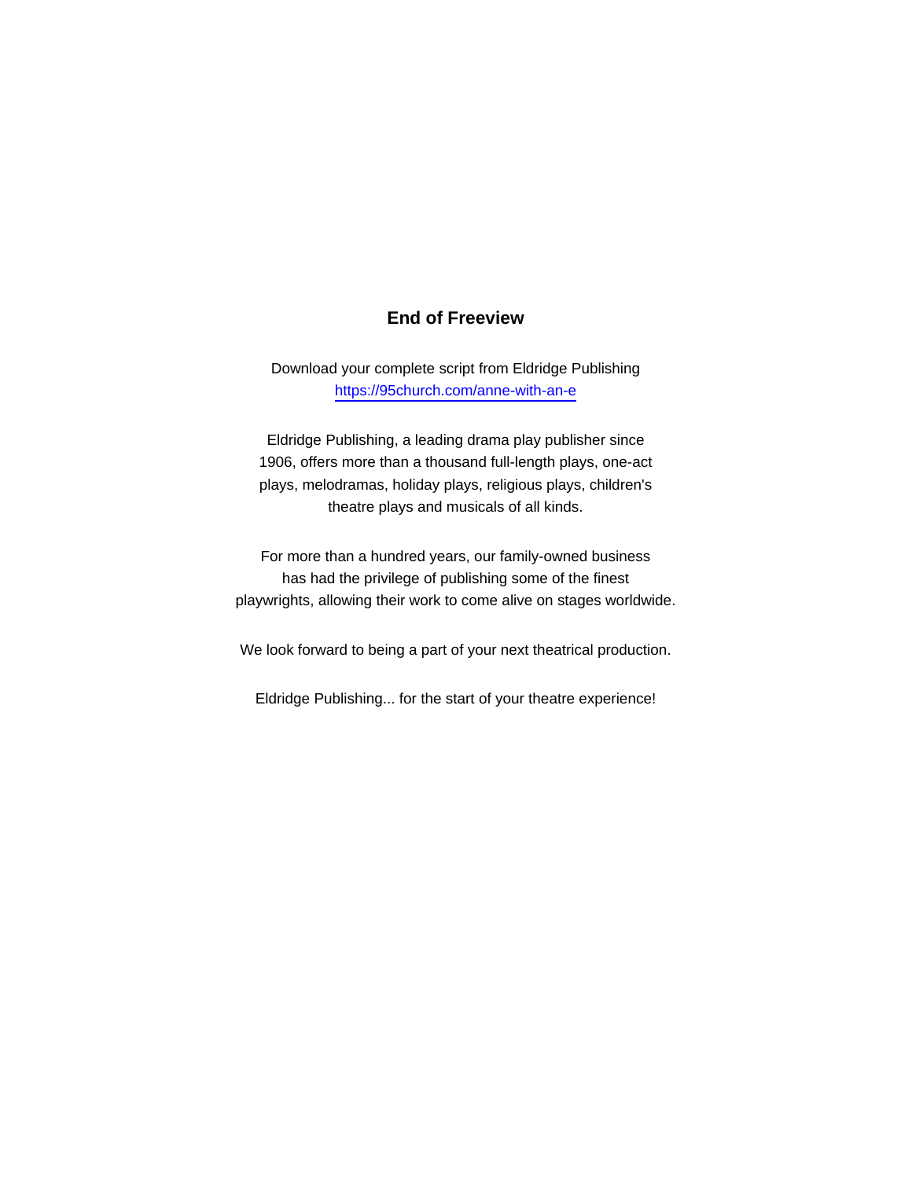## End of Freeview

Download your complete script from Eldridge Publishing
[https://95church.com/anne-with-an-e](https://95church.com/anne-with-an-e)

Eldridge Publishing, a leading drama play publisher since 1906, offers more than a thousand full-length plays, one-act plays, melodramas, holiday plays, religious plays, children's theatre plays and musicals of all kinds.

For more than a hundred years, our family-owned business has had the privilege of publishing some of the finest playwrights, allowing their work to come alive on stages worldwide.

We look forward to being a part of your next theatrical production.

Eldridge Publishing... for the start of your theatre experience!